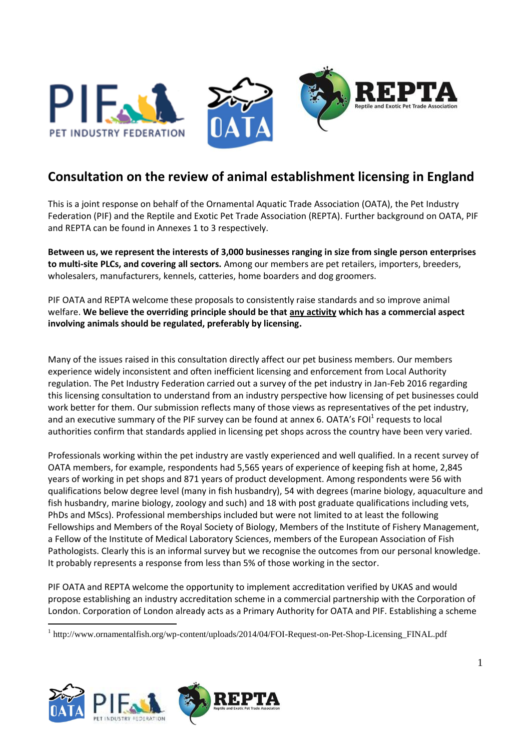# Consultation on the review of animal establishment licensing in England

This is a joint response on behalf of the Ornamental Aquatic Trade Association (OATA), the Pet Industry Federation (PIF) and the Reptile and Exotic Pet Trade Association (REPTA). Further background on OATA, PIF and REPTA can be found in Annexes 1 to 3 respectively.

**Between us, we represent the interests of 3,000 businesses ranging in size from single person enterprises to multi-site PLCs, and covering all sectors.** Among our members are pet retailers, importers, breeders, wholesalers, manufacturers, kennels, catteries, home boarders and dog groomers.

PIF OATA and REPTA welcome these proposals to consistently raise standards and so improve animal welfare. **We believe the overriding principle should be that <u>any activity</u> which has a commercial aspect involving animals should be regulated, preferably by licensing.**

Many of the issues raised in this consultation directly affect our pet business members. Our members experience widely inconsistent and often inefficient licensing and enforcement from Local Authority regulation. The Pet Industry Federation carried out a survey of the pet industry in Jan-Feb 2016 regarding this licensing consultation to understand from an industry perspective how licensing of pet businesses could work better for them. Our submission reflects many of those views as representatives of the pet industry, and an executive summary of the PIF survey can be found at annex 6. OATA's FOI[1] requests to local authorities confirm that standards applied in licensing pet shops across the country have been very varied.

Professionals working within the pet industry are vastly experienced and well qualified. In a recent survey of OATA members, for example, respondents had 5,565 years of experience of keeping fish at home, 2,845 years of working in pet shops and 871 years of product development. Among respondents were 56 with qualifications below degree level (many in fish husbandry), 54 with degrees (marine biology, aquaculture and fish husbandry, marine biology, zoology and such) and 18 with post graduate qualifications including vets, PhDs and MScs). Professional memberships included but were not limited to at least the following Fellowships and Members of the Royal Society of Biology, Members of the Institute of Fishery Management, a Fellow of the Institute of Medical Laboratory Sciences, members of the European Association of Fish Pathologists. Clearly this is an informal survey but we recognise the outcomes from our personal knowledge. It probably represents a response from less than 5% of those working in the sector.

PIF OATA and REPTA welcome the opportunity to implement accreditation verified by UKAS and would propose establishing an industry accreditation scheme in a commercial partnership with the Corporation of London. Corporation of London already acts as a Primary Authority for OATA and PIF. Establishing a scheme

[1] http://www.ornamentalfish.org/wp-content/uploads/2014/04/FOI-Request-on-Pet-Shop-Licensing_FINAL.pdf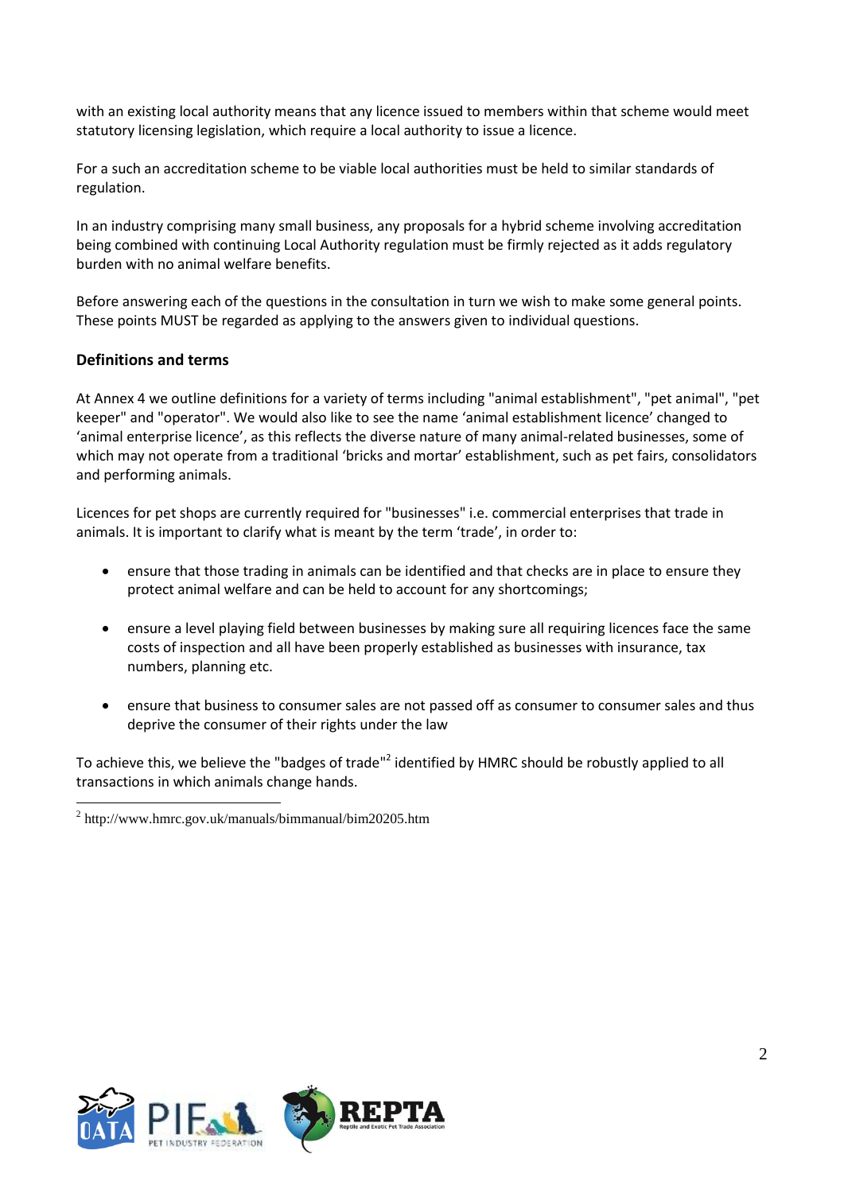with an existing local authority means that any licence issued to members within that scheme would meet statutory licensing legislation, which require a local authority to issue a licence.

For a such an accreditation scheme to be viable local authorities must be held to similar standards of regulation.

In an industry comprising many small business, any proposals for a hybrid scheme involving accreditation being combined with continuing Local Authority regulation must be firmly rejected as it adds regulatory burden with no animal welfare benefits.

Before answering each of the questions in the consultation in turn we wish to make some general points. These points MUST be regarded as applying to the answers given to individual questions.

### Definitions and terms

At Annex 4 we outline definitions for a variety of terms including "animal establishment", "pet animal", "pet keeper" and "operator". We would also like to see the name 'animal establishment licence' changed to 'animal enterprise licence', as this reflects the diverse nature of many animal-related businesses, some of which may not operate from a traditional 'bricks and mortar' establishment, such as pet fairs, consolidators and performing animals.

Licences for pet shops are currently required for "businesses" i.e. commercial enterprises that trade in animals. It is important to clarify what is meant by the term 'trade', in order to:

- ensure that those trading in animals can be identified and that checks are in place to ensure they protect animal welfare and can be held to account for any shortcomings;
- ensure a level playing field between businesses by making sure all requiring licences face the same costs of inspection and all have been properly established as businesses with insurance, tax numbers, planning etc.
- ensure that business to consumer sales are not passed off as consumer to consumer sales and thus deprive the consumer of their rights under the law

To achieve this, we believe the "badges of trade"[2] identified by HMRC should be robustly applied to all transactions in which animals change hands.

[2] http://www.hmrc.gov.uk/manuals/bimmanual/bim20205.htm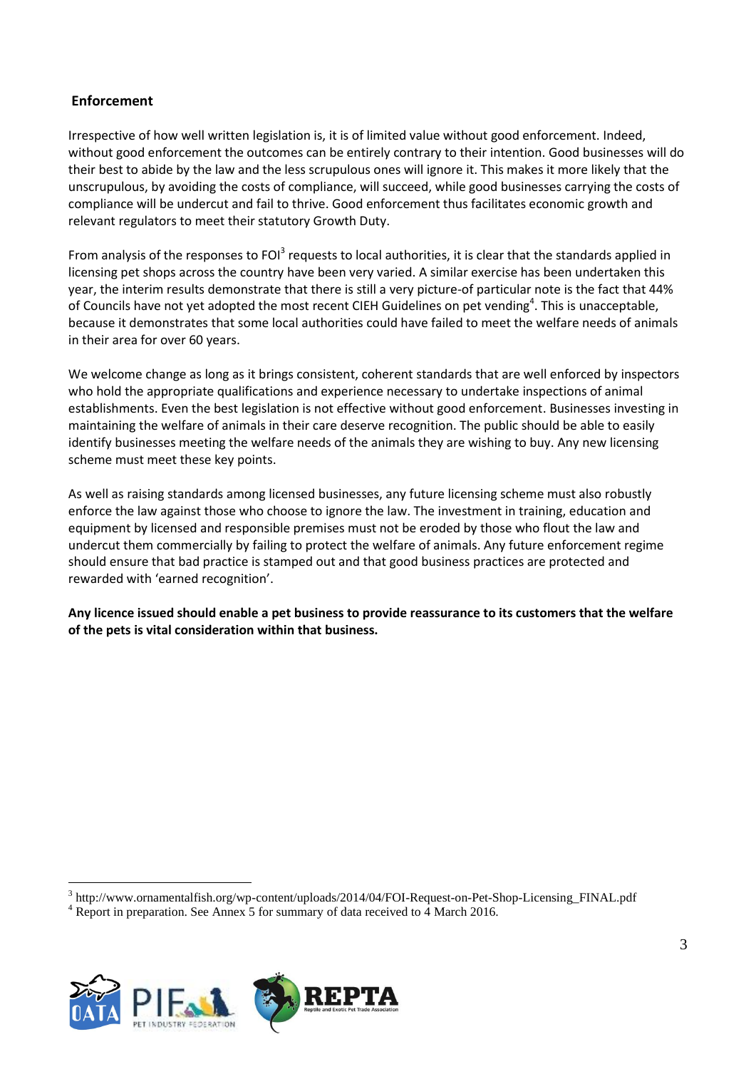## Enforcement

Irrespective of how well written legislation is, it is of limited value without good enforcement. Indeed, without good enforcement the outcomes can be entirely contrary to their intention. Good businesses will do their best to abide by the law and the less scrupulous ones will ignore it. This makes it more likely that the unscrupulous, by avoiding the costs of compliance, will succeed, while good businesses carrying the costs of compliance will be undercut and fail to thrive. Good enforcement thus facilitates economic growth and relevant regulators to meet their statutory Growth Duty.

From analysis of the responses to FOI[3] requests to local authorities, it is clear that the standards applied in licensing pet shops across the country have been very varied. A similar exercise has been undertaken this year, the interim results demonstrate that there is still a very picture-of particular note is the fact that 44% of Councils have not yet adopted the most recent CIEH Guidelines on pet vending[4]. This is unacceptable, because it demonstrates that some local authorities could have failed to meet the welfare needs of animals in their area for over 60 years.

We welcome change as long as it brings consistent, coherent standards that are well enforced by inspectors who hold the appropriate qualifications and experience necessary to undertake inspections of animal establishments. Even the best legislation is not effective without good enforcement. Businesses investing in maintaining the welfare of animals in their care deserve recognition. The public should be able to easily identify businesses meeting the welfare needs of the animals they are wishing to buy. Any new licensing scheme must meet these key points.

As well as raising standards among licensed businesses, any future licensing scheme must also robustly enforce the law against those who choose to ignore the law. The investment in training, education and equipment by licensed and responsible premises must not be eroded by those who flout the law and undercut them commercially by failing to protect the welfare of animals. Any future enforcement regime should ensure that bad practice is stamped out and that good business practices are protected and rewarded with 'earned recognition'.

**Any licence issued should enable a pet business to provide reassurance to its customers that the welfare of the pets is vital consideration within that business.**

---

[3] http://www.ornamentalfish.org/wp-content/uploads/2014/04/FOI-Request-on-Pet-Shop-Licensing_FINAL.pdf

[4] Report in preparation. See Annex 5 for summary of data received to 4 March 2016.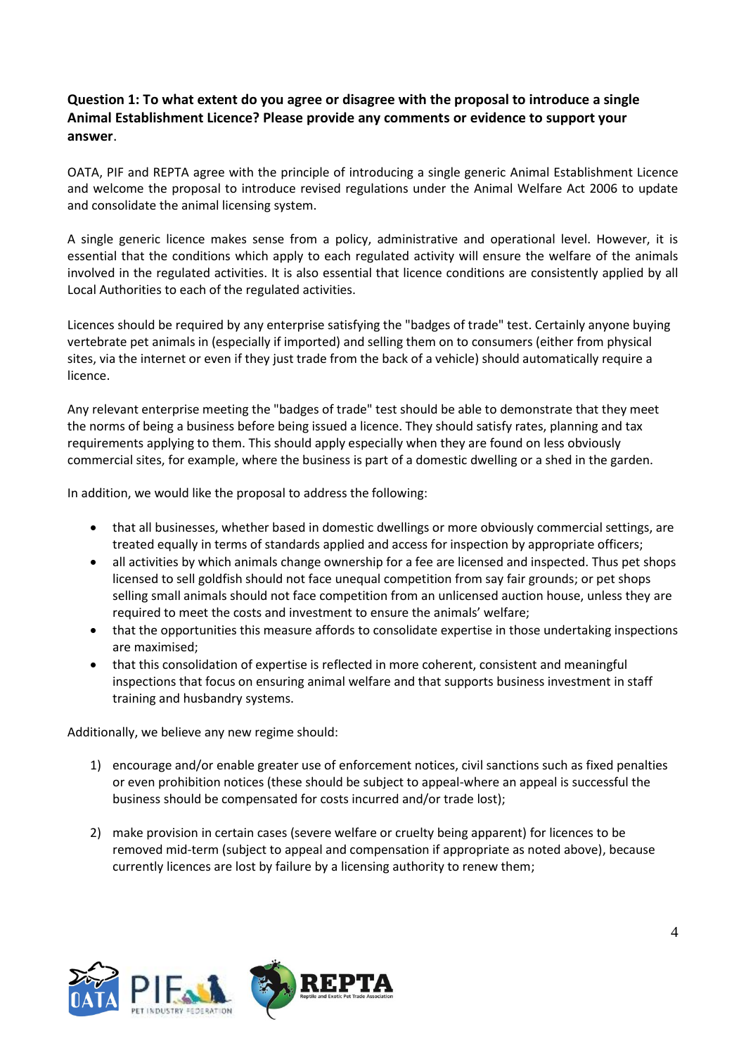**Question 1: To what extent do you agree or disagree with the proposal to introduce a single Animal Establishment Licence? Please provide any comments or evidence to support your answer.**

OATA, PIF and REPTA agree with the principle of introducing a single generic Animal Establishment Licence and welcome the proposal to introduce revised regulations under the Animal Welfare Act 2006 to update and consolidate the animal licensing system.

A single generic licence makes sense from a policy, administrative and operational level. However, it is essential that the conditions which apply to each regulated activity will ensure the welfare of the animals involved in the regulated activities. It is also essential that licence conditions are consistently applied by all Local Authorities to each of the regulated activities.

Licences should be required by any enterprise satisfying the "badges of trade" test. Certainly anyone buying vertebrate pet animals in (especially if imported) and selling them on to consumers (either from physical sites, via the internet or even if they just trade from the back of a vehicle) should automatically require a licence.

Any relevant enterprise meeting the "badges of trade" test should be able to demonstrate that they meet the norms of being a business before being issued a licence. They should satisfy rates, planning and tax requirements applying to them. This should apply especially when they are found on less obviously commercial sites, for example, where the business is part of a domestic dwelling or a shed in the garden.

In addition, we would like the proposal to address the following:

- that all businesses, whether based in domestic dwellings or more obviously commercial settings, are treated equally in terms of standards applied and access for inspection by appropriate officers;
- all activities by which animals change ownership for a fee are licensed and inspected. Thus pet shops licensed to sell goldfish should not face unequal competition from say fair grounds; or pet shops selling small animals should not face competition from an unlicensed auction house, unless they are required to meet the costs and investment to ensure the animals' welfare;
- that the opportunities this measure affords to consolidate expertise in those undertaking inspections are maximised;
- that this consolidation of expertise is reflected in more coherent, consistent and meaningful inspections that focus on ensuring animal welfare and that supports business investment in staff training and husbandry systems.

Additionally, we believe any new regime should:

1) encourage and/or enable greater use of enforcement notices, civil sanctions such as fixed penalties or even prohibition notices (these should be subject to appeal-where an appeal is successful the business should be compensated for costs incurred and/or trade lost);

2) make provision in certain cases (severe welfare or cruelty being apparent) for licences to be removed mid-term (subject to appeal and compensation if appropriate as noted above), because currently licences are lost by failure by a licensing authority to renew them;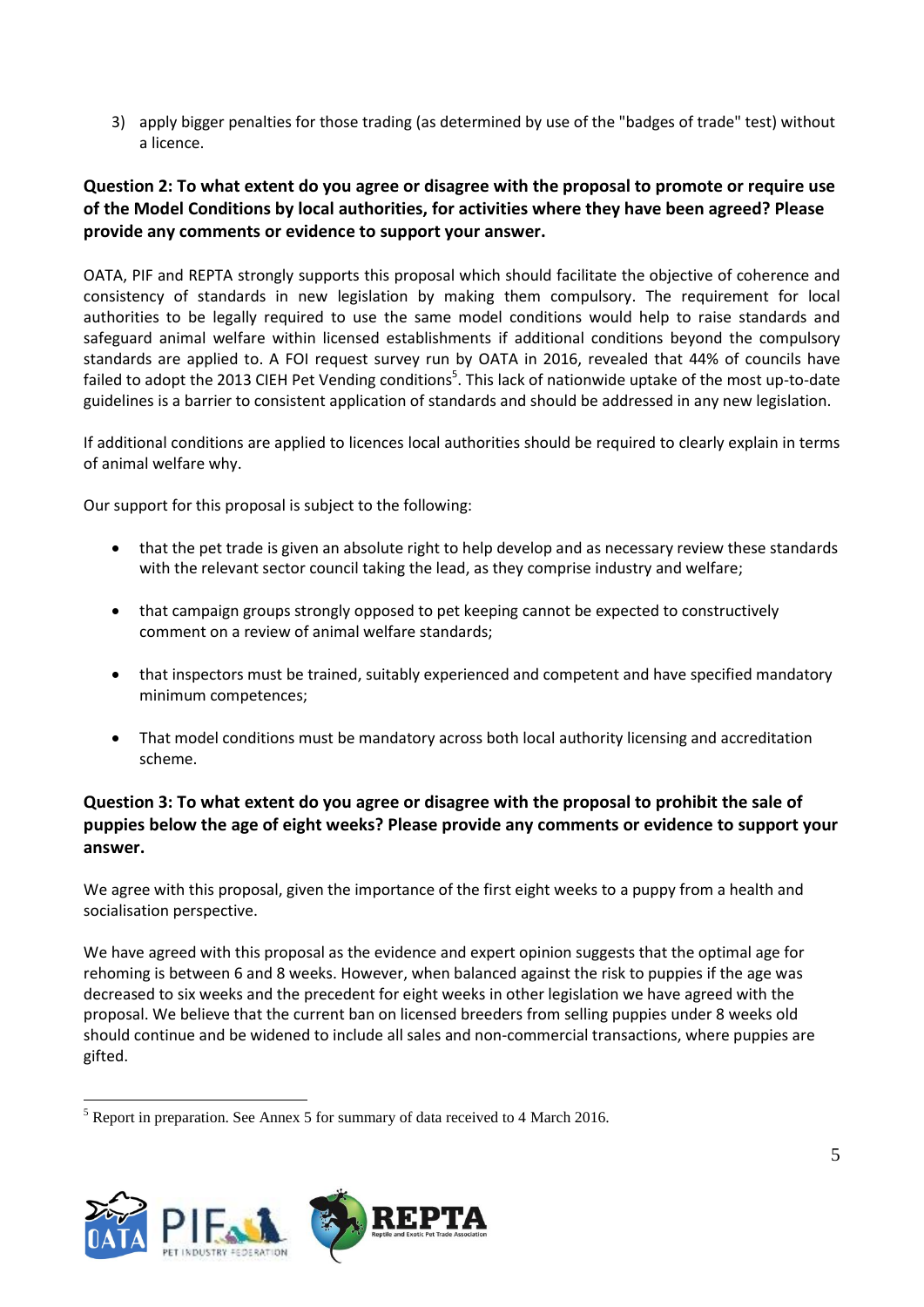3) apply bigger penalties for those trading (as determined by use of the "badges of trade" test) without a licence.

**Question 2: To what extent do you agree or disagree with the proposal to promote or require use of the Model Conditions by local authorities, for activities where they have been agreed? Please provide any comments or evidence to support your answer.**

OATA, PIF and REPTA strongly supports this proposal which should facilitate the objective of coherence and consistency of standards in new legislation by making them compulsory. The requirement for local authorities to be legally required to use the same model conditions would help to raise standards and safeguard animal welfare within licensed establishments if additional conditions beyond the compulsory standards are applied to. A FOI request survey run by OATA in 2016, revealed that 44% of councils have failed to adopt the 2013 CIEH Pet Vending conditions[5]. This lack of nationwide uptake of the most up-to-date guidelines is a barrier to consistent application of standards and should be addressed in any new legislation.

If additional conditions are applied to licences local authorities should be required to clearly explain in terms of animal welfare why.

Our support for this proposal is subject to the following:

- that the pet trade is given an absolute right to help develop and as necessary review these standards with the relevant sector council taking the lead, as they comprise industry and welfare;
- that campaign groups strongly opposed to pet keeping cannot be expected to constructively comment on a review of animal welfare standards;
- that inspectors must be trained, suitably experienced and competent and have specified mandatory minimum competences;
- That model conditions must be mandatory across both local authority licensing and accreditation scheme.

**Question 3: To what extent do you agree or disagree with the proposal to prohibit the sale of puppies below the age of eight weeks? Please provide any comments or evidence to support your answer.**

We agree with this proposal, given the importance of the first eight weeks to a puppy from a health and socialisation perspective.

We have agreed with this proposal as the evidence and expert opinion suggests that the optimal age for rehoming is between 6 and 8 weeks. However, when balanced against the risk to puppies if the age was decreased to six weeks and the precedent for eight weeks in other legislation we have agreed with the proposal. We believe that the current ban on licensed breeders from selling puppies under 8 weeks old should continue and be widened to include all sales and non-commercial transactions, where puppies are gifted.

[5] Report in preparation. See Annex 5 for summary of data received to 4 March 2016.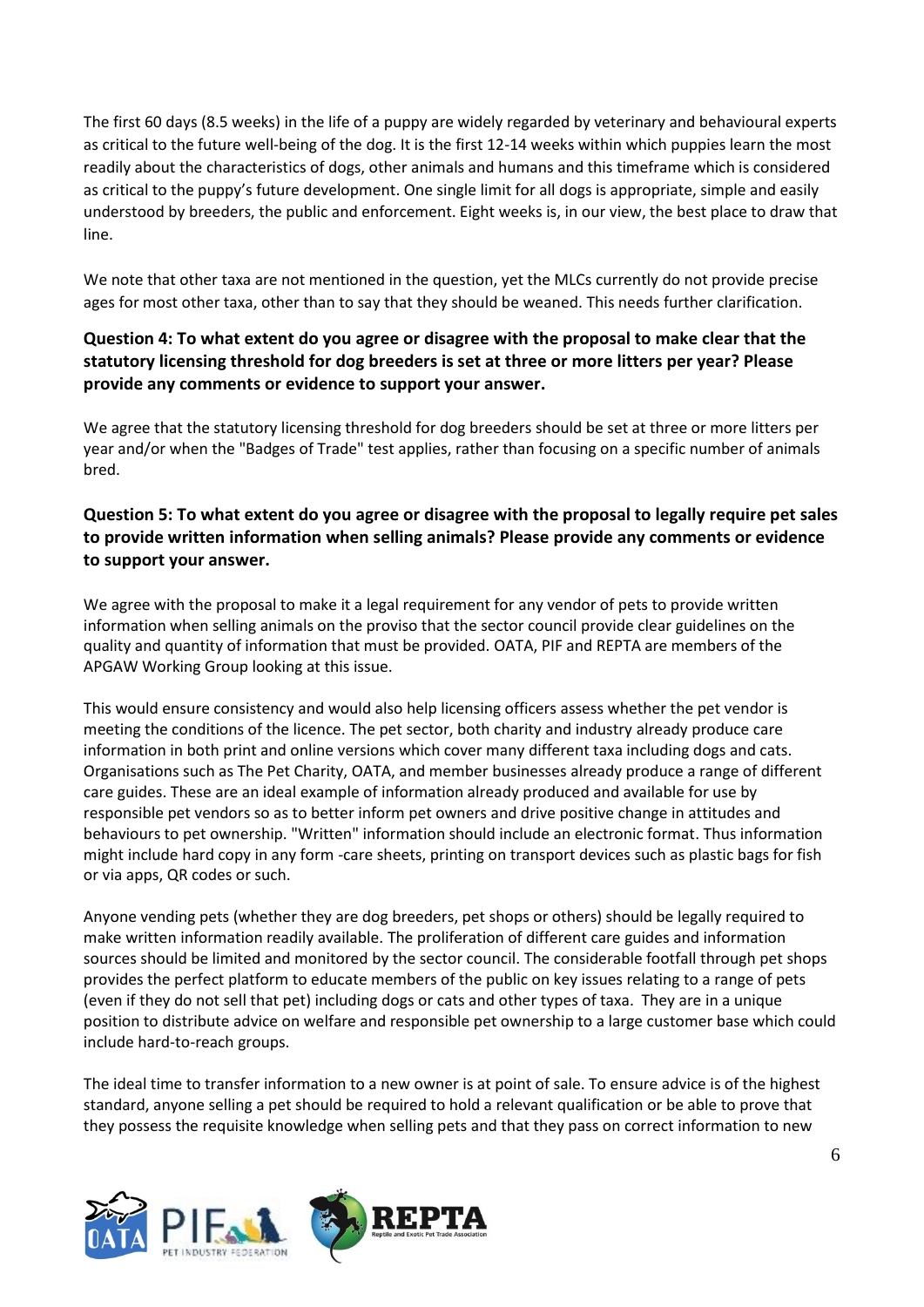The first 60 days (8.5 weeks) in the life of a puppy are widely regarded by veterinary and behavioural experts as critical to the future well-being of the dog. It is the first 12-14 weeks within which puppies learn the most readily about the characteristics of dogs, other animals and humans and this timeframe which is considered as critical to the puppy's future development. One single limit for all dogs is appropriate, simple and easily understood by breeders, the public and enforcement. Eight weeks is, in our view, the best place to draw that line.

We note that other taxa are not mentioned in the question, yet the MLCs currently do not provide precise ages for most other taxa, other than to say that they should be weaned. This needs further clarification.

**Question 4: To what extent do you agree or disagree with the proposal to make clear that the statutory licensing threshold for dog breeders is set at three or more litters per year? Please provide any comments or evidence to support your answer.**

We agree that the statutory licensing threshold for dog breeders should be set at three or more litters per year and/or when the "Badges of Trade" test applies, rather than focusing on a specific number of animals bred.

**Question 5: To what extent do you agree or disagree with the proposal to legally require pet sales to provide written information when selling animals? Please provide any comments or evidence to support your answer.**

We agree with the proposal to make it a legal requirement for any vendor of pets to provide written information when selling animals on the proviso that the sector council provide clear guidelines on the quality and quantity of information that must be provided. OATA, PIF and REPTA are members of the APGAW Working Group looking at this issue.

This would ensure consistency and would also help licensing officers assess whether the pet vendor is meeting the conditions of the licence. The pet sector, both charity and industry already produce care information in both print and online versions which cover many different taxa including dogs and cats. Organisations such as The Pet Charity, OATA, and member businesses already produce a range of different care guides. These are an ideal example of information already produced and available for use by responsible pet vendors so as to better inform pet owners and drive positive change in attitudes and behaviours to pet ownership. "Written" information should include an electronic format. Thus information might include hard copy in any form -care sheets, printing on transport devices such as plastic bags for fish or via apps, QR codes or such.

Anyone vending pets (whether they are dog breeders, pet shops or others) should be legally required to make written information readily available. The proliferation of different care guides and information sources should be limited and monitored by the sector council. The considerable footfall through pet shops provides the perfect platform to educate members of the public on key issues relating to a range of pets (even if they do not sell that pet) including dogs or cats and other types of taxa. They are in a unique position to distribute advice on welfare and responsible pet ownership to a large customer base which could include hard-to-reach groups.

The ideal time to transfer information to a new owner is at point of sale. To ensure advice is of the highest standard, anyone selling a pet should be required to hold a relevant qualification or be able to prove that they possess the requisite knowledge when selling pets and that they pass on correct information to new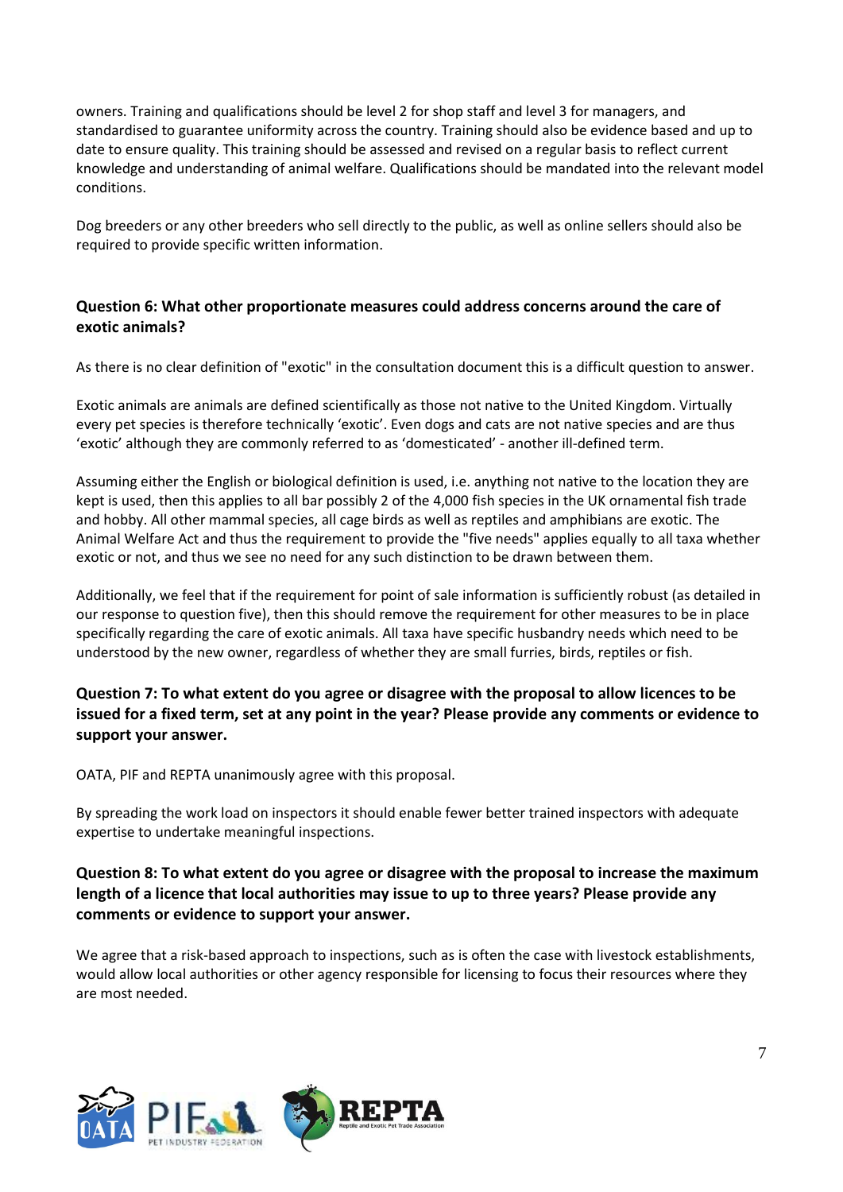owners. Training and qualifications should be level 2 for shop staff and level 3 for managers, and standardised to guarantee uniformity across the country. Training should also be evidence based and up to date to ensure quality. This training should be assessed and revised on a regular basis to reflect current knowledge and understanding of animal welfare. Qualifications should be mandated into the relevant model conditions.

Dog breeders or any other breeders who sell directly to the public, as well as online sellers should also be required to provide specific written information.

### Question 6: What other proportionate measures could address concerns around the care of exotic animals?

As there is no clear definition of "exotic" in the consultation document this is a difficult question to answer.

Exotic animals are animals are defined scientifically as those not native to the United Kingdom. Virtually every pet species is therefore technically 'exotic'. Even dogs and cats are not native species and are thus 'exotic' although they are commonly referred to as 'domesticated' - another ill-defined term.

Assuming either the English or biological definition is used, i.e. anything not native to the location they are kept is used, then this applies to all bar possibly 2 of the 4,000 fish species in the UK ornamental fish trade and hobby. All other mammal species, all cage birds as well as reptiles and amphibians are exotic. The Animal Welfare Act and thus the requirement to provide the "five needs" applies equally to all taxa whether exotic or not, and thus we see no need for any such distinction to be drawn between them.

Additionally, we feel that if the requirement for point of sale information is sufficiently robust (as detailed in our response to question five), then this should remove the requirement for other measures to be in place specifically regarding the care of exotic animals. All taxa have specific husbandry needs which need to be understood by the new owner, regardless of whether they are small furries, birds, reptiles or fish.

### Question 7: To what extent do you agree or disagree with the proposal to allow licences to be issued for a fixed term, set at any point in the year? Please provide any comments or evidence to support your answer.

OATA, PIF and REPTA unanimously agree with this proposal.

By spreading the work load on inspectors it should enable fewer better trained inspectors with adequate expertise to undertake meaningful inspections.

### Question 8: To what extent do you agree or disagree with the proposal to increase the maximum length of a licence that local authorities may issue to up to three years? Please provide any comments or evidence to support your answer.

We agree that a risk-based approach to inspections, such as is often the case with livestock establishments, would allow local authorities or other agency responsible for licensing to focus their resources where they are most needed.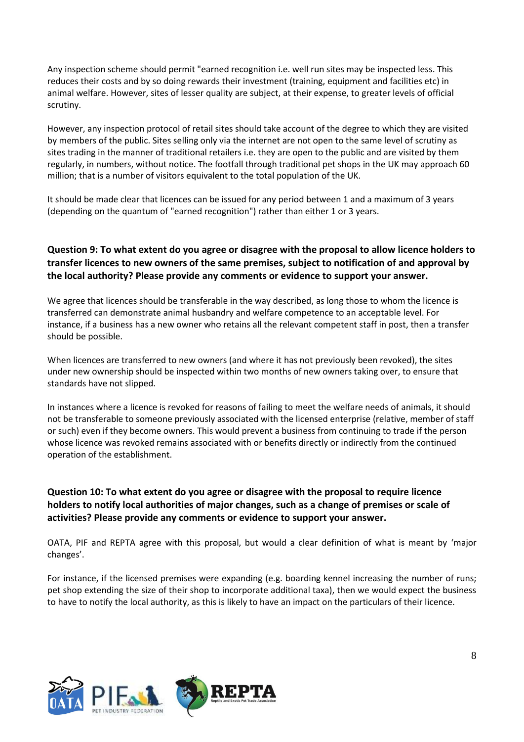Any inspection scheme should permit "earned recognition i.e. well run sites may be inspected less. This reduces their costs and by so doing rewards their investment (training, equipment and facilities etc) in animal welfare. However, sites of lesser quality are subject, at their expense, to greater levels of official scrutiny.

However, any inspection protocol of retail sites should take account of the degree to which they are visited by members of the public. Sites selling only via the internet are not open to the same level of scrutiny as sites trading in the manner of traditional retailers i.e. they are open to the public and are visited by them regularly, in numbers, without notice. The footfall through traditional pet shops in the UK may approach 60 million; that is a number of visitors equivalent to the total population of the UK.

It should be made clear that licences can be issued for any period between 1 and a maximum of 3 years (depending on the quantum of "earned recognition") rather than either 1 or 3 years.

**Question 9: To what extent do you agree or disagree with the proposal to allow licence holders to transfer licences to new owners of the same premises, subject to notification of and approval by the local authority? Please provide any comments or evidence to support your answer.**

We agree that licences should be transferable in the way described, as long those to whom the licence is transferred can demonstrate animal husbandry and welfare competence to an acceptable level. For instance, if a business has a new owner who retains all the relevant competent staff in post, then a transfer should be possible.

When licences are transferred to new owners (and where it has not previously been revoked), the sites under new ownership should be inspected within two months of new owners taking over, to ensure that standards have not slipped.

In instances where a licence is revoked for reasons of failing to meet the welfare needs of animals, it should not be transferable to someone previously associated with the licensed enterprise (relative, member of staff or such) even if they become owners. This would prevent a business from continuing to trade if the person whose licence was revoked remains associated with or benefits directly or indirectly from the continued operation of the establishment.

**Question 10: To what extent do you agree or disagree with the proposal to require licence holders to notify local authorities of major changes, such as a change of premises or scale of activities? Please provide any comments or evidence to support your answer.**

OATA, PIF and REPTA agree with this proposal, but would a clear definition of what is meant by 'major changes'.

For instance, if the licensed premises were expanding (e.g. boarding kennel increasing the number of runs; pet shop extending the size of their shop to incorporate additional taxa), then we would expect the business to have to notify the local authority, as this is likely to have an impact on the particulars of their licence.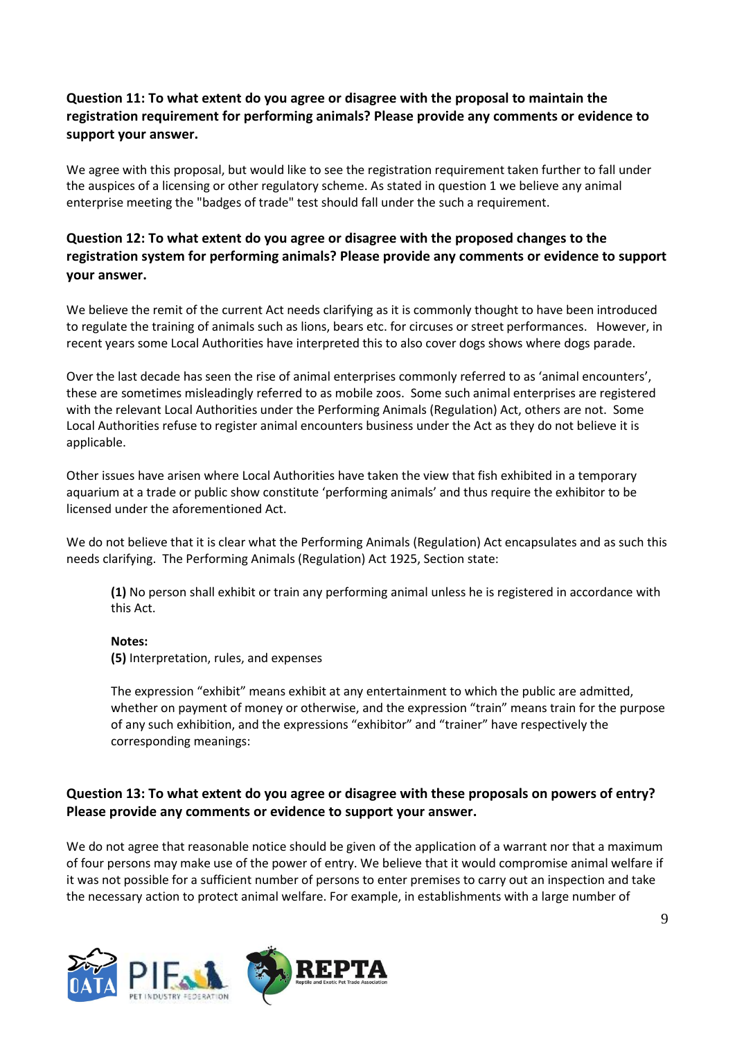**Question 11: To what extent do you agree or disagree with the proposal to maintain the registration requirement for performing animals? Please provide any comments or evidence to support your answer.**

We agree with this proposal, but would like to see the registration requirement taken further to fall under the auspices of a licensing or other regulatory scheme. As stated in question 1 we believe any animal enterprise meeting the "badges of trade" test should fall under the such a requirement.

**Question 12: To what extent do you agree or disagree with the proposed changes to the registration system for performing animals? Please provide any comments or evidence to support your answer.**

We believe the remit of the current Act needs clarifying as it is commonly thought to have been introduced to regulate the training of animals such as lions, bears etc. for circuses or street performances. However, in recent years some Local Authorities have interpreted this to also cover dogs shows where dogs parade.

Over the last decade has seen the rise of animal enterprises commonly referred to as 'animal encounters', these are sometimes misleadingly referred to as mobile zoos. Some such animal enterprises are registered with the relevant Local Authorities under the Performing Animals (Regulation) Act, others are not. Some Local Authorities refuse to register animal encounters business under the Act as they do not believe it is applicable.

Other issues have arisen where Local Authorities have taken the view that fish exhibited in a temporary aquarium at a trade or public show constitute 'performing animals' and thus require the exhibitor to be licensed under the aforementioned Act.

We do not believe that it is clear what the Performing Animals (Regulation) Act encapsulates and as such this needs clarifying. The Performing Animals (Regulation) Act 1925, Section state:

> **(1)** No person shall exhibit or train any performing animal unless he is registered in accordance with this Act.
>
> **Notes:**
> **(5)** Interpretation, rules, and expenses
>
> The expression "exhibit" means exhibit at any entertainment to which the public are admitted, whether on payment of money or otherwise, and the expression "train" means train for the purpose of any such exhibition, and the expressions "exhibitor" and "trainer" have respectively the corresponding meanings:

**Question 13: To what extent do you agree or disagree with these proposals on powers of entry? Please provide any comments or evidence to support your answer.**

We do not agree that reasonable notice should be given of the application of a warrant nor that a maximum of four persons may make use of the power of entry. We believe that it would compromise animal welfare if it was not possible for a sufficient number of persons to enter premises to carry out an inspection and take the necessary action to protect animal welfare. For example, in establishments with a large number of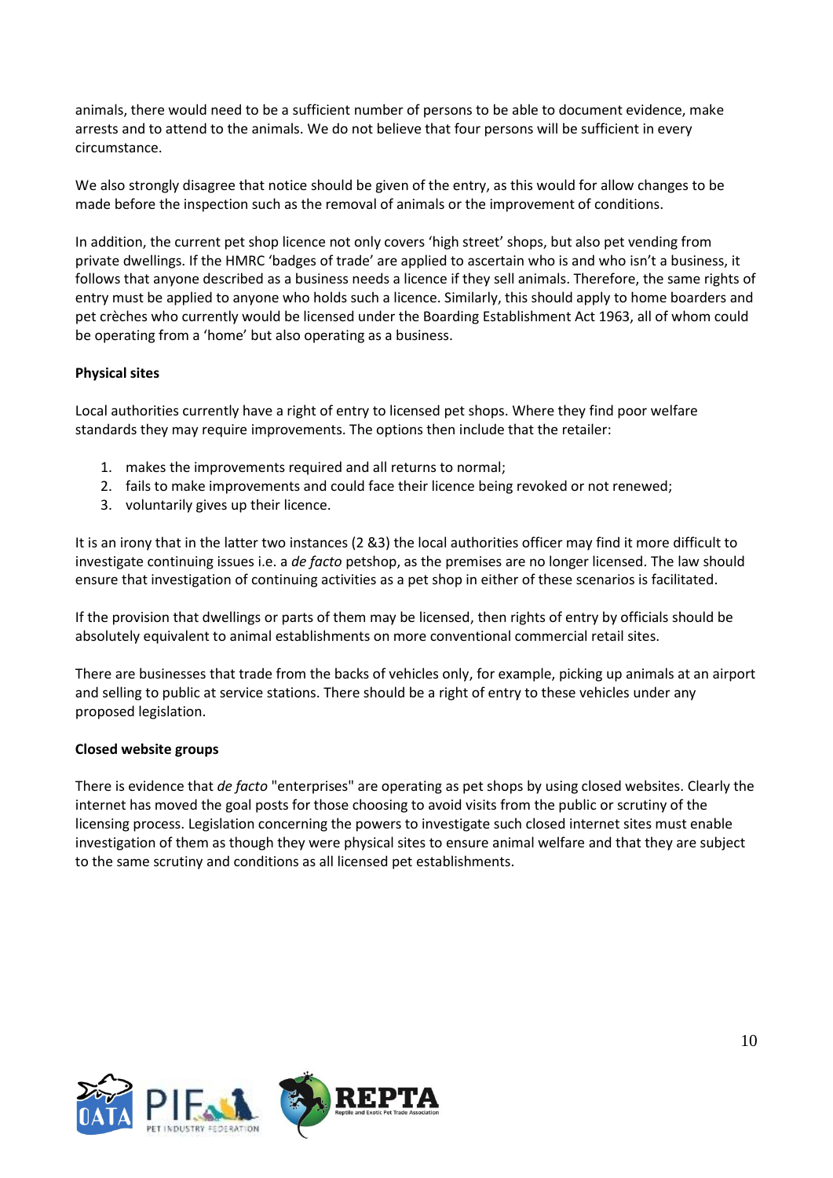animals, there would need to be a sufficient number of persons to be able to document evidence, make arrests and to attend to the animals. We do not believe that four persons will be sufficient in every circumstance.

We also strongly disagree that notice should be given of the entry, as this would for allow changes to be made before the inspection such as the removal of animals or the improvement of conditions.

In addition, the current pet shop licence not only covers 'high street' shops, but also pet vending from private dwellings. If the HMRC 'badges of trade' are applied to ascertain who is and who isn't a business, it follows that anyone described as a business needs a licence if they sell animals. Therefore, the same rights of entry must be applied to anyone who holds such a licence. Similarly, this should apply to home boarders and pet crèches who currently would be licensed under the Boarding Establishment Act 1963, all of whom could be operating from a 'home' but also operating as a business.

**Physical sites**

Local authorities currently have a right of entry to licensed pet shops. Where they find poor welfare standards they may require improvements. The options then include that the retailer:

1. makes the improvements required and all returns to normal;
2. fails to make improvements and could face their licence being revoked or not renewed;
3. voluntarily gives up their licence.

It is an irony that in the latter two instances (2 &3) the local authorities officer may find it more difficult to investigate continuing issues i.e. a *de facto* petshop, as the premises are no longer licensed. The law should ensure that investigation of continuing activities as a pet shop in either of these scenarios is facilitated.

If the provision that dwellings or parts of them may be licensed, then rights of entry by officials should be absolutely equivalent to animal establishments on more conventional commercial retail sites.

There are businesses that trade from the backs of vehicles only, for example, picking up animals at an airport and selling to public at service stations. There should be a right of entry to these vehicles under any proposed legislation.

**Closed website groups**

There is evidence that *de facto* "enterprises" are operating as pet shops by using closed websites. Clearly the internet has moved the goal posts for those choosing to avoid visits from the public or scrutiny of the licensing process. Legislation concerning the powers to investigate such closed internet sites must enable investigation of them as though they were physical sites to ensure animal welfare and that they are subject to the same scrutiny and conditions as all licensed pet establishments.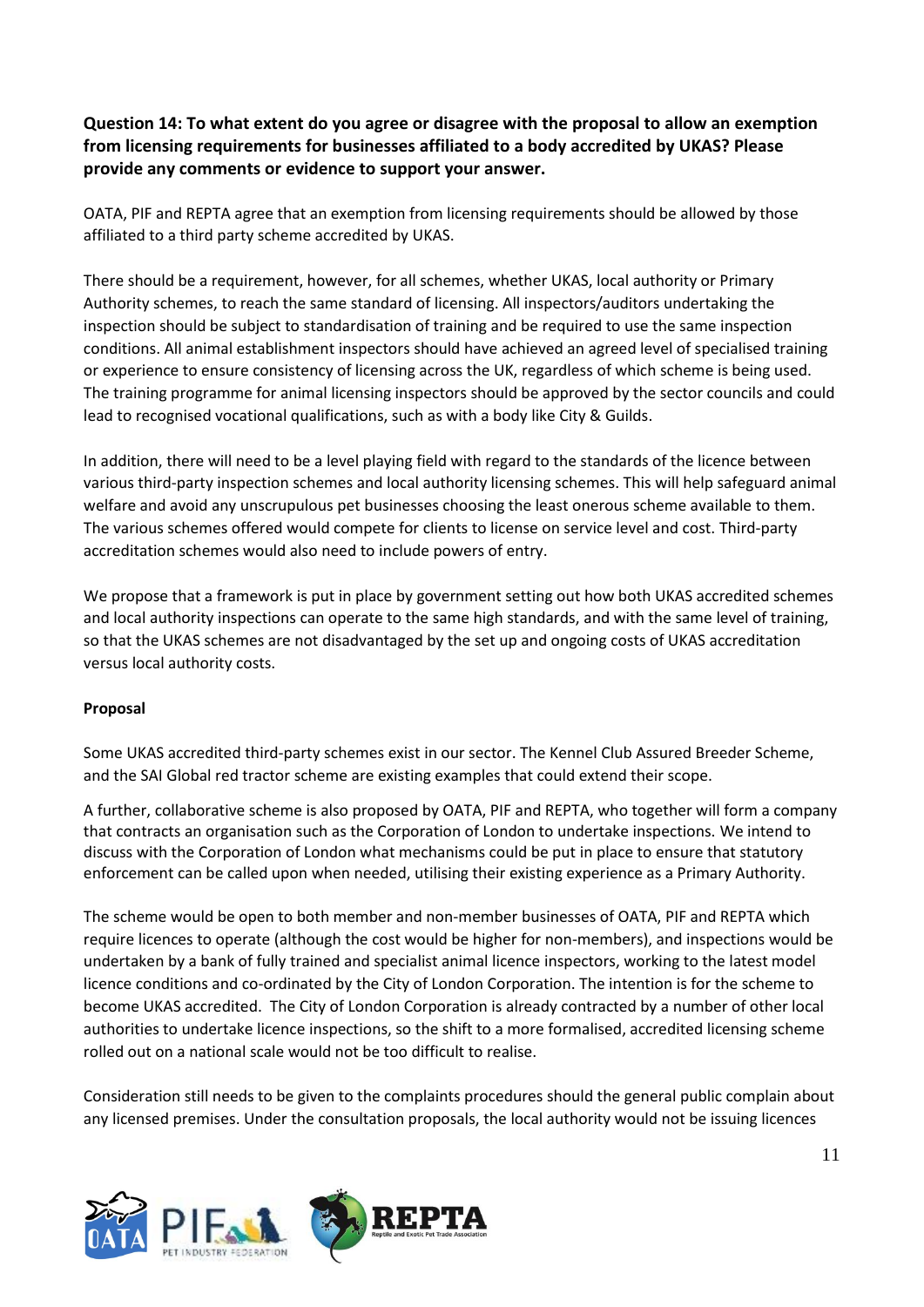**Question 14: To what extent do you agree or disagree with the proposal to allow an exemption from licensing requirements for businesses affiliated to a body accredited by UKAS? Please provide any comments or evidence to support your answer.**

OATA, PIF and REPTA agree that an exemption from licensing requirements should be allowed by those affiliated to a third party scheme accredited by UKAS.

There should be a requirement, however, for all schemes, whether UKAS, local authority or Primary Authority schemes, to reach the same standard of licensing. All inspectors/auditors undertaking the inspection should be subject to standardisation of training and be required to use the same inspection conditions. All animal establishment inspectors should have achieved an agreed level of specialised training or experience to ensure consistency of licensing across the UK, regardless of which scheme is being used. The training programme for animal licensing inspectors should be approved by the sector councils and could lead to recognised vocational qualifications, such as with a body like City & Guilds.

In addition, there will need to be a level playing field with regard to the standards of the licence between various third-party inspection schemes and local authority licensing schemes. This will help safeguard animal welfare and avoid any unscrupulous pet businesses choosing the least onerous scheme available to them. The various schemes offered would compete for clients to license on service level and cost. Third-party accreditation schemes would also need to include powers of entry.

We propose that a framework is put in place by government setting out how both UKAS accredited schemes and local authority inspections can operate to the same high standards, and with the same level of training, so that the UKAS schemes are not disadvantaged by the set up and ongoing costs of UKAS accreditation versus local authority costs.

**Proposal**

Some UKAS accredited third-party schemes exist in our sector. The Kennel Club Assured Breeder Scheme, and the SAI Global red tractor scheme are existing examples that could extend their scope.

A further, collaborative scheme is also proposed by OATA, PIF and REPTA, who together will form a company that contracts an organisation such as the Corporation of London to undertake inspections. We intend to discuss with the Corporation of London what mechanisms could be put in place to ensure that statutory enforcement can be called upon when needed, utilising their existing experience as a Primary Authority.

The scheme would be open to both member and non-member businesses of OATA, PIF and REPTA which require licences to operate (although the cost would be higher for non-members), and inspections would be undertaken by a bank of fully trained and specialist animal licence inspectors, working to the latest model licence conditions and co-ordinated by the City of London Corporation. The intention is for the scheme to become UKAS accredited. The City of London Corporation is already contracted by a number of other local authorities to undertake licence inspections, so the shift to a more formalised, accredited licensing scheme rolled out on a national scale would not be too difficult to realise.

Consideration still needs to be given to the complaints procedures should the general public complain about any licensed premises. Under the consultation proposals, the local authority would not be issuing licences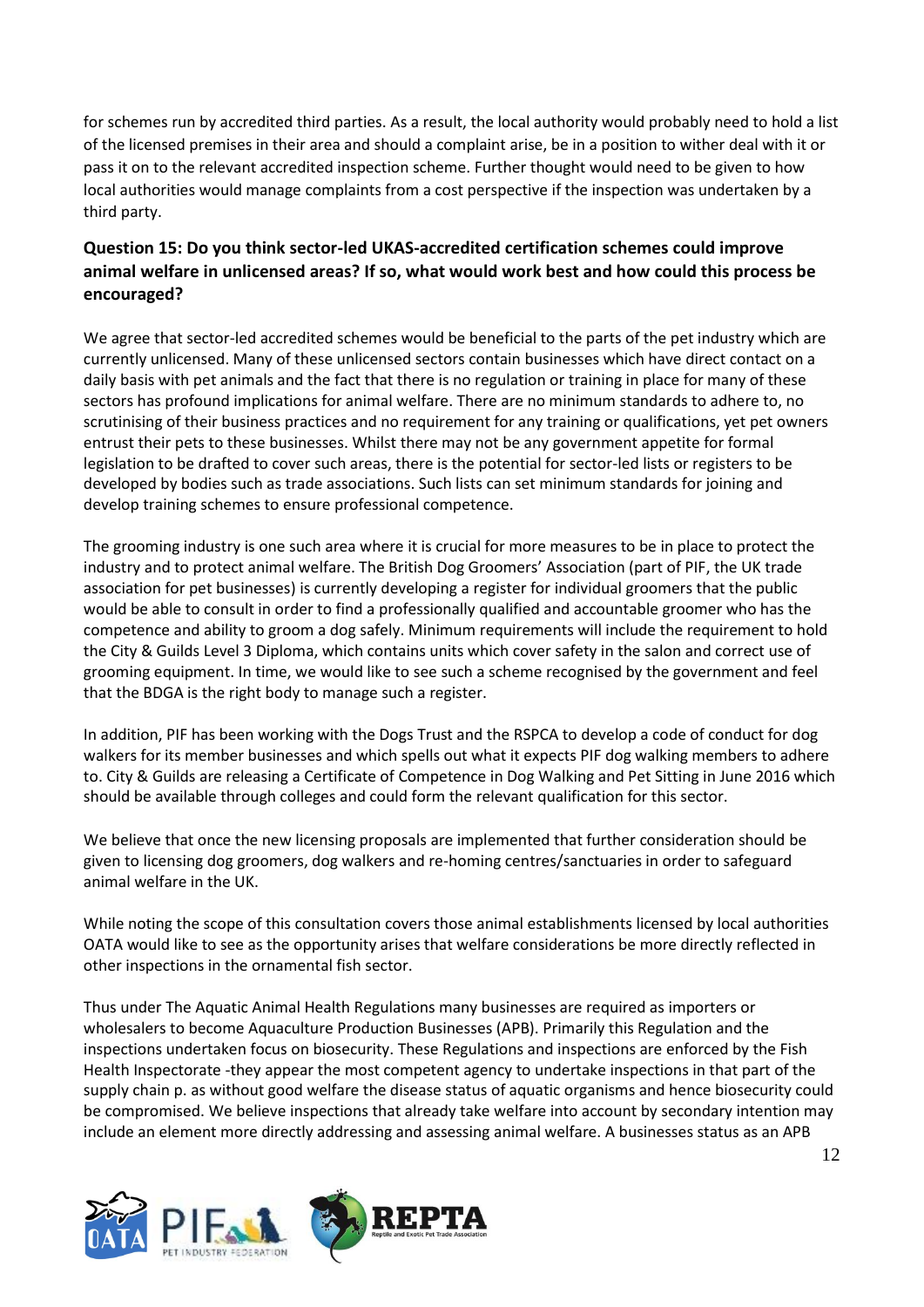for schemes run by accredited third parties. As a result, the local authority would probably need to hold a list of the licensed premises in their area and should a complaint arise, be in a position to wither deal with it or pass it on to the relevant accredited inspection scheme. Further thought would need to be given to how local authorities would manage complaints from a cost perspective if the inspection was undertaken by a third party.

**Question 15: Do you think sector-led UKAS-accredited certification schemes could improve animal welfare in unlicensed areas? If so, what would work best and how could this process be encouraged?**

We agree that sector-led accredited schemes would be beneficial to the parts of the pet industry which are currently unlicensed. Many of these unlicensed sectors contain businesses which have direct contact on a daily basis with pet animals and the fact that there is no regulation or training in place for many of these sectors has profound implications for animal welfare. There are no minimum standards to adhere to, no scrutinising of their business practices and no requirement for any training or qualifications, yet pet owners entrust their pets to these businesses. Whilst there may not be any government appetite for formal legislation to be drafted to cover such areas, there is the potential for sector-led lists or registers to be developed by bodies such as trade associations. Such lists can set minimum standards for joining and develop training schemes to ensure professional competence.

The grooming industry is one such area where it is crucial for more measures to be in place to protect the industry and to protect animal welfare. The British Dog Groomers' Association (part of PIF, the UK trade association for pet businesses) is currently developing a register for individual groomers that the public would be able to consult in order to find a professionally qualified and accountable groomer who has the competence and ability to groom a dog safely. Minimum requirements will include the requirement to hold the City & Guilds Level 3 Diploma, which contains units which cover safety in the salon and correct use of grooming equipment. In time, we would like to see such a scheme recognised by the government and feel that the BDGA is the right body to manage such a register.

In addition, PIF has been working with the Dogs Trust and the RSPCA to develop a code of conduct for dog walkers for its member businesses and which spells out what it expects PIF dog walking members to adhere to. City & Guilds are releasing a Certificate of Competence in Dog Walking and Pet Sitting in June 2016 which should be available through colleges and could form the relevant qualification for this sector.

We believe that once the new licensing proposals are implemented that further consideration should be given to licensing dog groomers, dog walkers and re-homing centres/sanctuaries in order to safeguard animal welfare in the UK.

While noting the scope of this consultation covers those animal establishments licensed by local authorities OATA would like to see as the opportunity arises that welfare considerations be more directly reflected in other inspections in the ornamental fish sector.

Thus under The Aquatic Animal Health Regulations many businesses are required as importers or wholesalers to become Aquaculture Production Businesses (APB). Primarily this Regulation and the inspections undertaken focus on biosecurity. These Regulations and inspections are enforced by the Fish Health Inspectorate -they appear the most competent agency to undertake inspections in that part of the supply chain p. as without good welfare the disease status of aquatic organisms and hence biosecurity could be compromised. We believe inspections that already take welfare into account by secondary intention may include an element more directly addressing and assessing animal welfare. A businesses status as an APB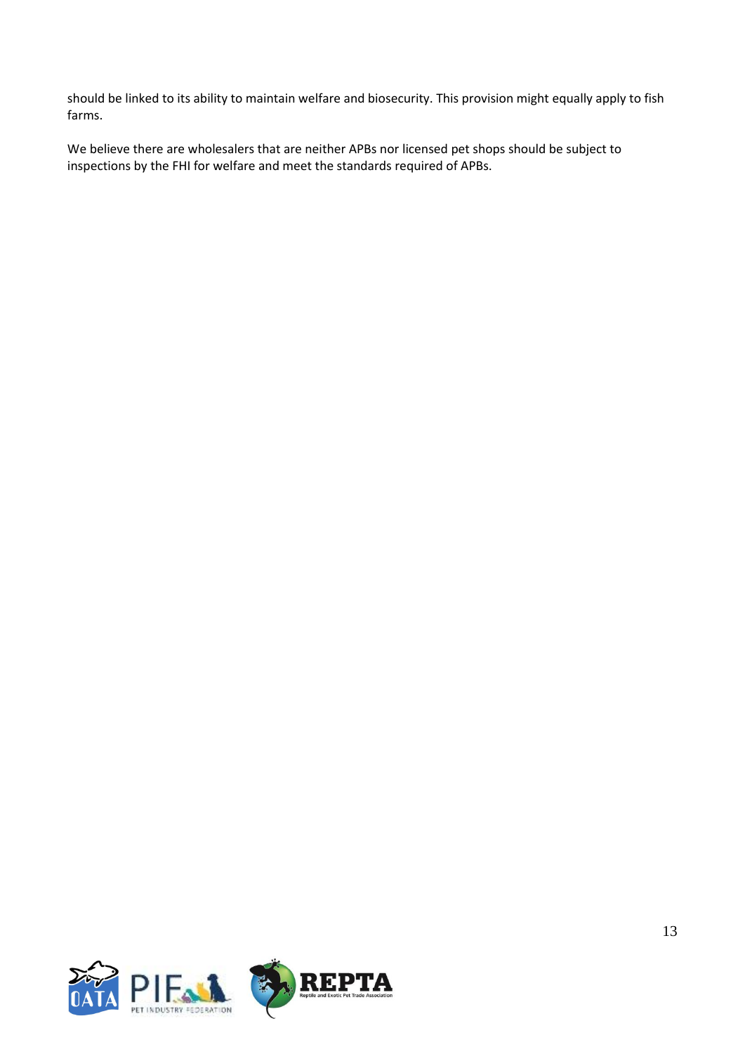should be linked to its ability to maintain welfare and biosecurity. This provision might equally apply to fish farms.

We believe there are wholesalers that are neither APBs nor licensed pet shops should be subject to inspections by the FHI for welfare and meet the standards required of APBs.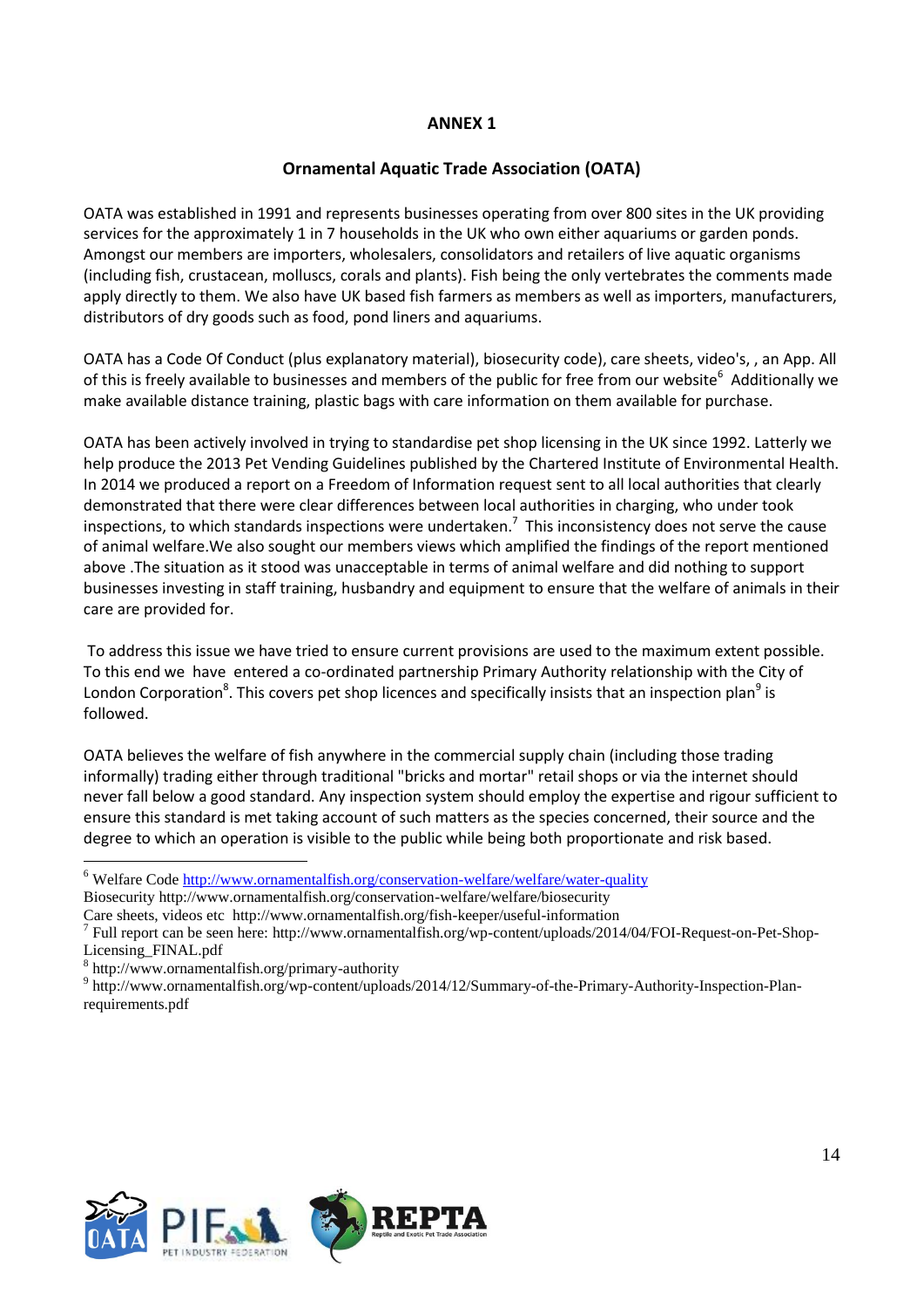# ANNEX 1

## Ornamental Aquatic Trade Association (OATA)

OATA was established in 1991 and represents businesses operating from over 800 sites in the UK providing services for the approximately 1 in 7 households in the UK who own either aquariums or garden ponds. Amongst our members are importers, wholesalers, consolidators and retailers of live aquatic organisms (including fish, crustacean, molluscs, corals and plants). Fish being the only vertebrates the comments made apply directly to them. We also have UK based fish farmers as members as well as importers, manufacturers, distributors of dry goods such as food, pond liners and aquariums.

OATA has a Code Of Conduct (plus explanatory material), biosecurity code), care sheets, video's, , an App. All of this is freely available to businesses and members of the public for free from our website[6] Additionally we make available distance training, plastic bags with care information on them available for purchase.

OATA has been actively involved in trying to standardise pet shop licensing in the UK since 1992. Latterly we help produce the 2013 Pet Vending Guidelines published by the Chartered Institute of Environmental Health. In 2014 we produced a report on a Freedom of Information request sent to all local authorities that clearly demonstrated that there were clear differences between local authorities in charging, who under took inspections, to which standards inspections were undertaken.[7] This inconsistency does not serve the cause of animal welfare.We also sought our members views which amplified the findings of the report mentioned above .The situation as it stood was unacceptable in terms of animal welfare and did nothing to support businesses investing in staff training, husbandry and equipment to ensure that the welfare of animals in their care are provided for.

To address this issue we have tried to ensure current provisions are used to the maximum extent possible. To this end we have entered a co-ordinated partnership Primary Authority relationship with the City of London Corporation[8]. This covers pet shop licences and specifically insists that an inspection plan[9] is followed.

OATA believes the welfare of fish anywhere in the commercial supply chain (including those trading informally) trading either through traditional "bricks and mortar" retail shops or via the internet should never fall below a good standard. Any inspection system should employ the expertise and rigour sufficient to ensure this standard is met taking account of such matters as the species concerned, their source and the degree to which an operation is visible to the public while being both proportionate and risk based.

---

[6] Welfare Code http://www.ornamentalfish.org/conservation-welfare/welfare/water-quality
Biosecurity http://www.ornamentalfish.org/conservation-welfare/welfare/biosecurity
Care sheets, videos etc http://www.ornamentalfish.org/fish-keeper/useful-information

[7] Full report can be seen here: http://www.ornamentalfish.org/wp-content/uploads/2014/04/FOI-Request-on-Pet-Shop-Licensing_FINAL.pdf

[8] http://www.ornamentalfish.org/primary-authority

[9] http://www.ornamentalfish.org/wp-content/uploads/2014/12/Summary-of-the-Primary-Authority-Inspection-Plan-requirements.pdf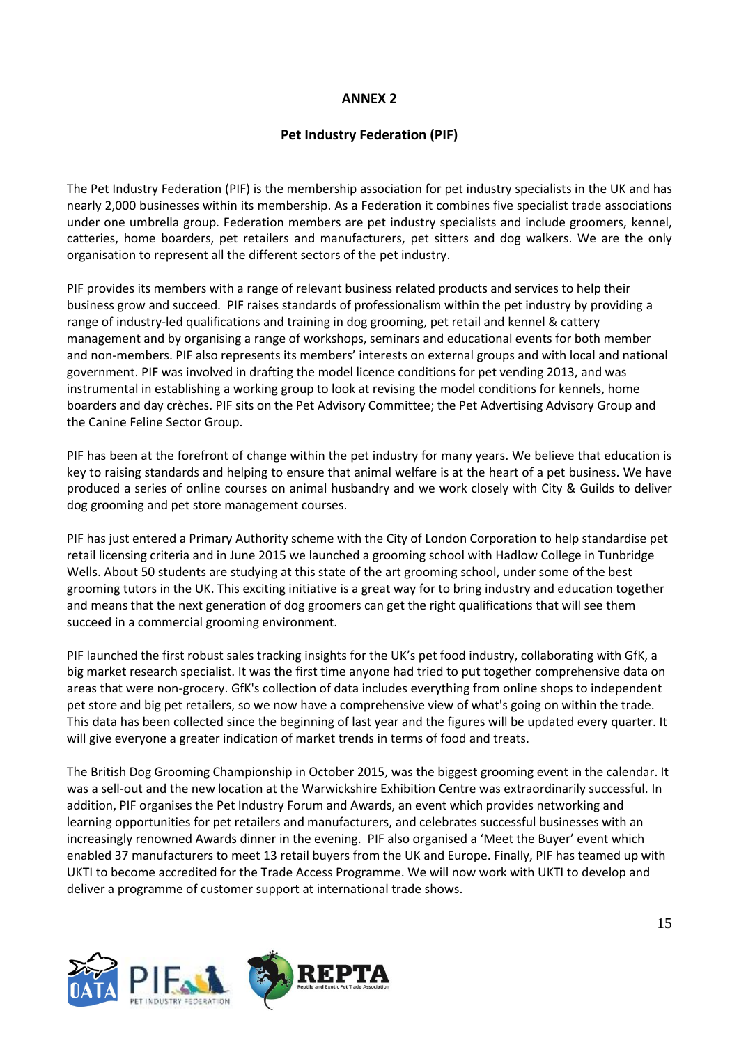**ANNEX 2**

**Pet Industry Federation (PIF)**

The Pet Industry Federation (PIF) is the membership association for pet industry specialists in the UK and has nearly 2,000 businesses within its membership. As a Federation it combines five specialist trade associations under one umbrella group. Federation members are pet industry specialists and include groomers, kennel, catteries, home boarders, pet retailers and manufacturers, pet sitters and dog walkers. We are the only organisation to represent all the different sectors of the pet industry.

PIF provides its members with a range of relevant business related products and services to help their business grow and succeed. PIF raises standards of professionalism within the pet industry by providing a range of industry-led qualifications and training in dog grooming, pet retail and kennel & cattery management and by organising a range of workshops, seminars and educational events for both member and non-members. PIF also represents its members' interests on external groups and with local and national government. PIF was involved in drafting the model licence conditions for pet vending 2013, and was instrumental in establishing a working group to look at revising the model conditions for kennels, home boarders and day crèches. PIF sits on the Pet Advisory Committee; the Pet Advertising Advisory Group and the Canine Feline Sector Group.

PIF has been at the forefront of change within the pet industry for many years. We believe that education is key to raising standards and helping to ensure that animal welfare is at the heart of a pet business. We have produced a series of online courses on animal husbandry and we work closely with City & Guilds to deliver dog grooming and pet store management courses.

PIF has just entered a Primary Authority scheme with the City of London Corporation to help standardise pet retail licensing criteria and in June 2015 we launched a grooming school with Hadlow College in Tunbridge Wells. About 50 students are studying at this state of the art grooming school, under some of the best grooming tutors in the UK. This exciting initiative is a great way for to bring industry and education together and means that the next generation of dog groomers can get the right qualifications that will see them succeed in a commercial grooming environment.

PIF launched the first robust sales tracking insights for the UK's pet food industry, collaborating with GfK, a big market research specialist. It was the first time anyone had tried to put together comprehensive data on areas that were non-grocery. GfK's collection of data includes everything from online shops to independent pet store and big pet retailers, so we now have a comprehensive view of what's going on within the trade. This data has been collected since the beginning of last year and the figures will be updated every quarter. It will give everyone a greater indication of market trends in terms of food and treats.

The British Dog Grooming Championship in October 2015, was the biggest grooming event in the calendar. It was a sell-out and the new location at the Warwickshire Exhibition Centre was extraordinarily successful. In addition, PIF organises the Pet Industry Forum and Awards, an event which provides networking and learning opportunities for pet retailers and manufacturers, and celebrates successful businesses with an increasingly renowned Awards dinner in the evening. PIF also organised a 'Meet the Buyer' event which enabled 37 manufacturers to meet 13 retail buyers from the UK and Europe. Finally, PIF has teamed up with UKTI to become accredited for the Trade Access Programme. We will now work with UKTI to develop and deliver a programme of customer support at international trade shows.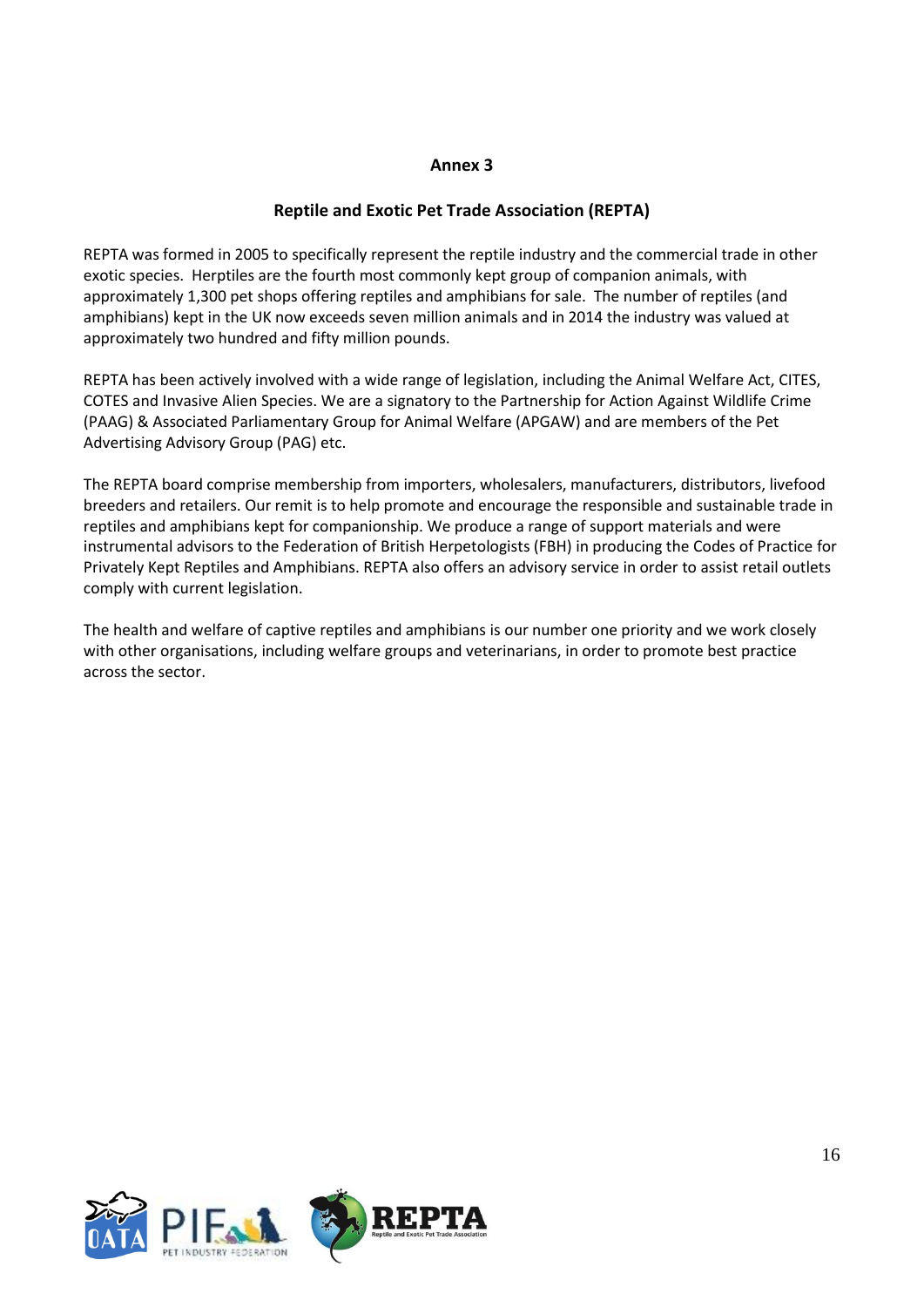## Annex 3

### Reptile and Exotic Pet Trade Association (REPTA)

REPTA was formed in 2005 to specifically represent the reptile industry and the commercial trade in other exotic species. Herptiles are the fourth most commonly kept group of companion animals, with approximately 1,300 pet shops offering reptiles and amphibians for sale. The number of reptiles (and amphibians) kept in the UK now exceeds seven million animals and in 2014 the industry was valued at approximately two hundred and fifty million pounds.

REPTA has been actively involved with a wide range of legislation, including the Animal Welfare Act, CITES, COTES and Invasive Alien Species. We are a signatory to the Partnership for Action Against Wildlife Crime (PAAG) & Associated Parliamentary Group for Animal Welfare (APGAW) and are members of the Pet Advertising Advisory Group (PAG) etc.

The REPTA board comprise membership from importers, wholesalers, manufacturers, distributors, livefood breeders and retailers. Our remit is to help promote and encourage the responsible and sustainable trade in reptiles and amphibians kept for companionship. We produce a range of support materials and were instrumental advisors to the Federation of British Herpetologists (FBH) in producing the Codes of Practice for Privately Kept Reptiles and Amphibians. REPTA also offers an advisory service in order to assist retail outlets comply with current legislation.

The health and welfare of captive reptiles and amphibians is our number one priority and we work closely with other organisations, including welfare groups and veterinarians, in order to promote best practice across the sector.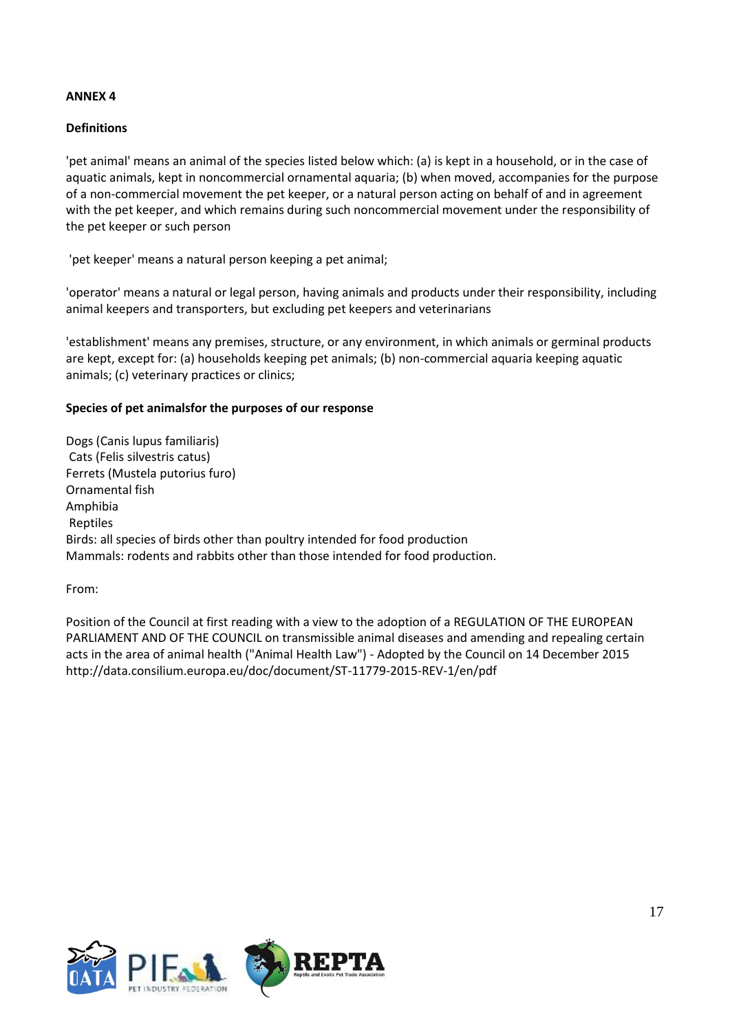**ANNEX 4**

**Definitions**

'pet animal' means an animal of the species listed below which: (a) is kept in a household, or in the case of aquatic animals, kept in noncommercial ornamental aquaria; (b) when moved, accompanies for the purpose of a non-commercial movement the pet keeper, or a natural person acting on behalf of and in agreement with the pet keeper, and which remains during such noncommercial movement under the responsibility of the pet keeper or such person

'pet keeper' means a natural person keeping a pet animal;

'operator' means a natural or legal person, having animals and products under their responsibility, including animal keepers and transporters, but excluding pet keepers and veterinarians

'establishment' means any premises, structure, or any environment, in which animals or germinal products are kept, except for: (a) households keeping pet animals; (b) non-commercial aquaria keeping aquatic animals; (c) veterinary practices or clinics;

**Species of pet animalsfor the purposes of our response**

Dogs (Canis lupus familiaris)
Cats (Felis silvestris catus)
Ferrets (Mustela putorius furo)
Ornamental fish
Amphibia
Reptiles
Birds: all species of birds other than poultry intended for food production
Mammals: rodents and rabbits other than those intended for food production.

From:

Position of the Council at first reading with a view to the adoption of a REGULATION OF THE EUROPEAN PARLIAMENT AND OF THE COUNCIL on transmissible animal diseases and amending and repealing certain acts in the area of animal health ("Animal Health Law") - Adopted by the Council on 14 December 2015 http://data.consilium.europa.eu/doc/document/ST-11779-2015-REV-1/en/pdf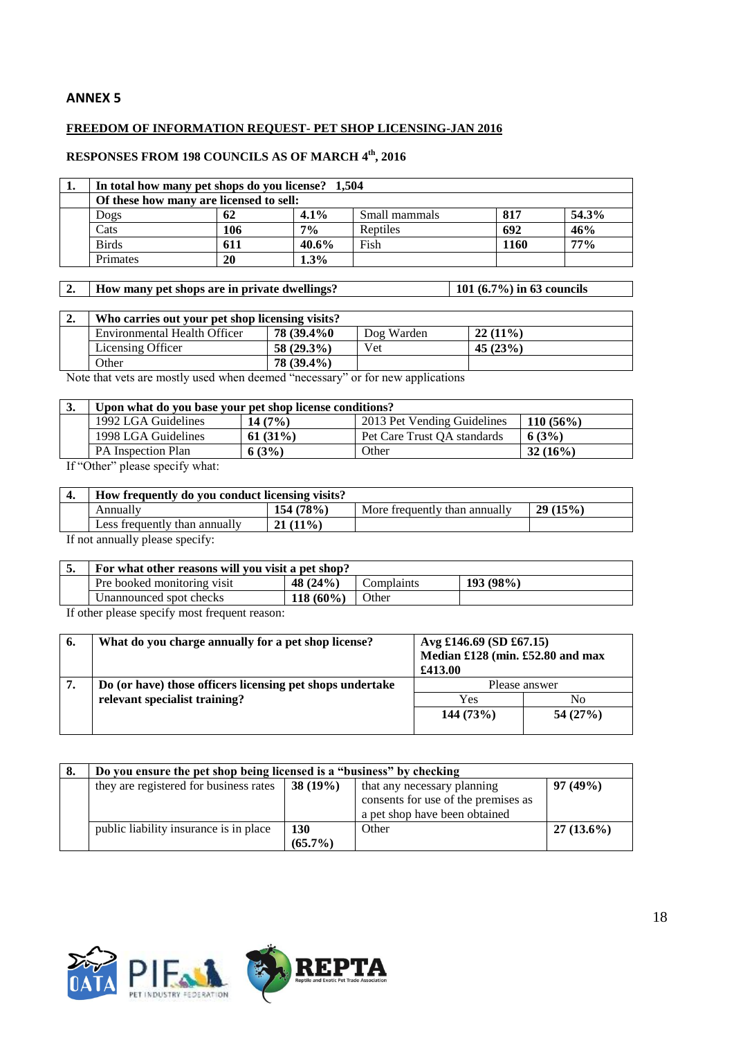## ANNEX 5

**FREEDOM OF INFORMATION REQUEST- PET SHOP LICENSING-JAN 2016**

**RESPONSES FROM 198 COUNCILS AS OF MARCH 4th, 2016**

| 1. | In total how many pet shops do you license? 1,504 | | | | | |
|---|---|---|---|---|---|---|
| | **Of these how many are licensed to sell:** | | | | | |
| | Dogs | **62** | **4.1%** | Small mammals | **817** | **54.3%** |
| | Cats | **106** | **7%** | Reptiles | **692** | **46%** |
| | Birds | **611** | **40.6%** | Fish | **1160** | **77%** |
| | Primates | **20** | **1.3%** | | | |

| 2. | How many pet shops are in private dwellings? | 101 (6.7%) in 63 councils |
|---|---|---|

| 2. | Who carries out your pet shop licensing visits? | | | |
|---|---|---|---|---|
| | Environmental Health Officer | **78 (39.4%0** | Dog Warden | **22 (11%)** |
| | Licensing Officer | **58 (29.3%)** | Vet | **45 (23%)** |
| | Other | **78 (39.4%)** | | |

Note that vets are mostly used when deemed "necessary" or for new applications

| 3. | Upon what do you base your pet shop license conditions? | | | |
|---|---|---|---|---|
| | 1992 LGA Guidelines | **14 (7%)** | 2013 Pet Vending Guidelines | **110 (56%)** |
| | 1998 LGA Guidelines | **61 (31%)** | Pet Care Trust QA standards | **6 (3%)** |
| | PA Inspection Plan | **6 (3%)** | Other | **32 (16%)** |

If "Other" please specify what:

| 4. | How frequently do you conduct licensing visits? | | | |
|---|---|---|---|---|
| | Annually | **154 (78%)** | More frequently than annually | **29 (15%)** |
| | Less frequently than annually | **21 (11%)** | | |

If not annually please specify:

| 5. | For what other reasons will you visit a pet shop? | | | |
|---|---|---|---|---|
| | Pre booked monitoring visit | **48 (24%)** | Complaints | **193 (98%)** |
| | Unannounced spot checks | **118 (60%)** | Other | |

If other please specify most frequent reason:

| 6. | What do you charge annually for a pet shop license? | Avg £146.69 (SD £67.15) Median £128 (min. £52.80 and max £413.00 | |
|---|---|---|---|
| **7.** | **Do (or have) those officers licensing pet shops undertake relevant specialist training?** | Please answer | |
| | | Yes | No |
| | | **144 (73%)** | **54 (27%)** |

| 8. | Do you ensure the pet shop being licensed is a "business" by checking | | | |
|---|---|---|---|---|
| | they are registered for business rates | **38 (19%)** | that any necessary planning consents for use of the premises as a pet shop have been obtained | **97 (49%)** |
| | public liability insurance is in place | **130 (65.7%)** | Other | **27 (13.6%)** |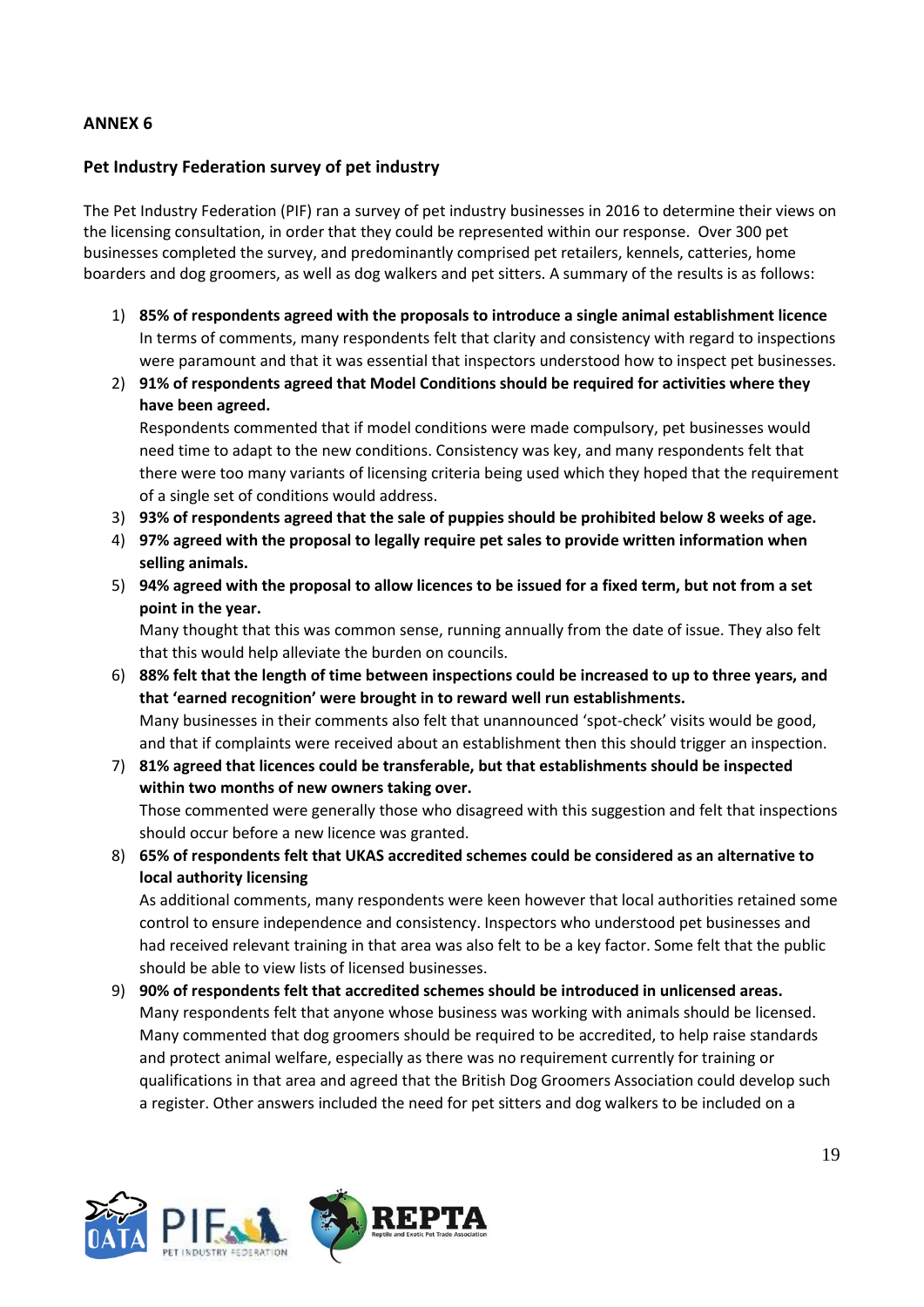**ANNEX 6**

**Pet Industry Federation survey of pet industry**

The Pet Industry Federation (PIF) ran a survey of pet industry businesses in 2016 to determine their views on the licensing consultation, in order that they could be represented within our response. Over 300 pet businesses completed the survey, and predominantly comprised pet retailers, kennels, catteries, home boarders and dog groomers, as well as dog walkers and pet sitters. A summary of the results is as follows:

1) **85% of respondents agreed with the proposals to introduce a single animal establishment licence**
   In terms of comments, many respondents felt that clarity and consistency with regard to inspections were paramount and that it was essential that inspectors understood how to inspect pet businesses.
2) **91% of respondents agreed that Model Conditions should be required for activities where they have been agreed.**
   Respondents commented that if model conditions were made compulsory, pet businesses would need time to adapt to the new conditions. Consistency was key, and many respondents felt that there were too many variants of licensing criteria being used which they hoped that the requirement of a single set of conditions would address.
3) **93% of respondents agreed that the sale of puppies should be prohibited below 8 weeks of age.**
4) **97% agreed with the proposal to legally require pet sales to provide written information when selling animals.**
5) **94% agreed with the proposal to allow licences to be issued for a fixed term, but not from a set point in the year.**
   Many thought that this was common sense, running annually from the date of issue. They also felt that this would help alleviate the burden on councils.
6) **88% felt that the length of time between inspections could be increased to up to three years, and that 'earned recognition' were brought in to reward well run establishments.**
   Many businesses in their comments also felt that unannounced 'spot-check' visits would be good, and that if complaints were received about an establishment then this should trigger an inspection.
7) **81% agreed that licences could be transferable, but that establishments should be inspected within two months of new owners taking over.**
   Those commented were generally those who disagreed with this suggestion and felt that inspections should occur before a new licence was granted.
8) **65% of respondents felt that UKAS accredited schemes could be considered as an alternative to local authority licensing**
   As additional comments, many respondents were keen however that local authorities retained some control to ensure independence and consistency. Inspectors who understood pet businesses and had received relevant training in that area was also felt to be a key factor. Some felt that the public should be able to view lists of licensed businesses.
9) **90% of respondents felt that accredited schemes should be introduced in unlicensed areas.**
   Many respondents felt that anyone whose business was working with animals should be licensed. Many commented that dog groomers should be required to be accredited, to help raise standards and protect animal welfare, especially as there was no requirement currently for training or qualifications in that area and agreed that the British Dog Groomers Association could develop such a register. Other answers included the need for pet sitters and dog walkers to be included on a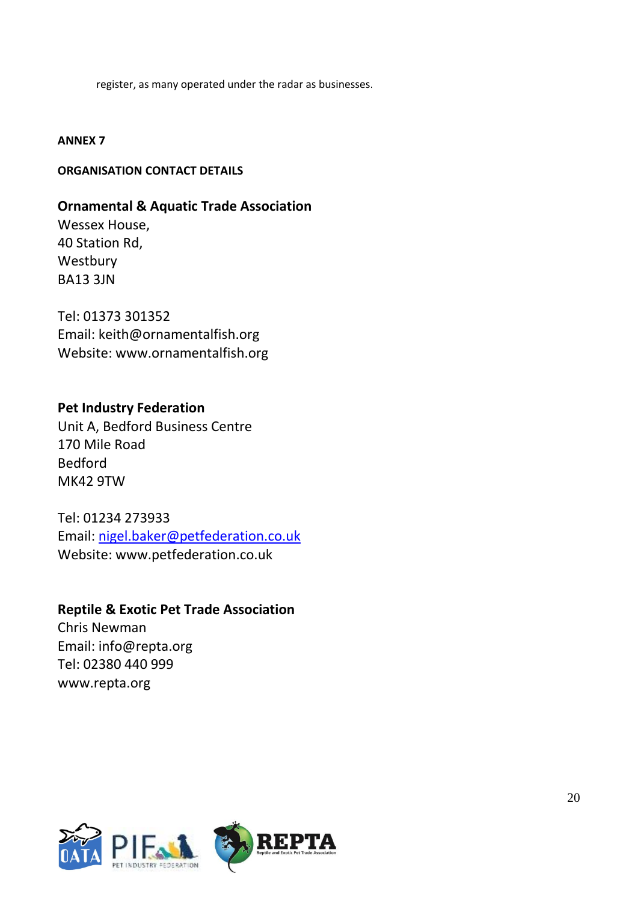register, as many operated under the radar as businesses.

**ANNEX 7**

**ORGANISATION CONTACT DETAILS**

**Ornamental & Aquatic Trade Association**
Wessex House,
40 Station Rd,
Westbury
BA13 3JN

Tel: 01373 301352
Email: keith@ornamentalfish.org
Website: www.ornamentalfish.org

**Pet Industry Federation**
Unit A, Bedford Business Centre
170 Mile Road
Bedford
MK42 9TW

Tel: 01234 273933
Email: nigel.baker@petfederation.co.uk
Website: www.petfederation.co.uk

**Reptile & Exotic Pet Trade Association**
Chris Newman
Email: info@repta.org
Tel: 02380 440 999
www.repta.org